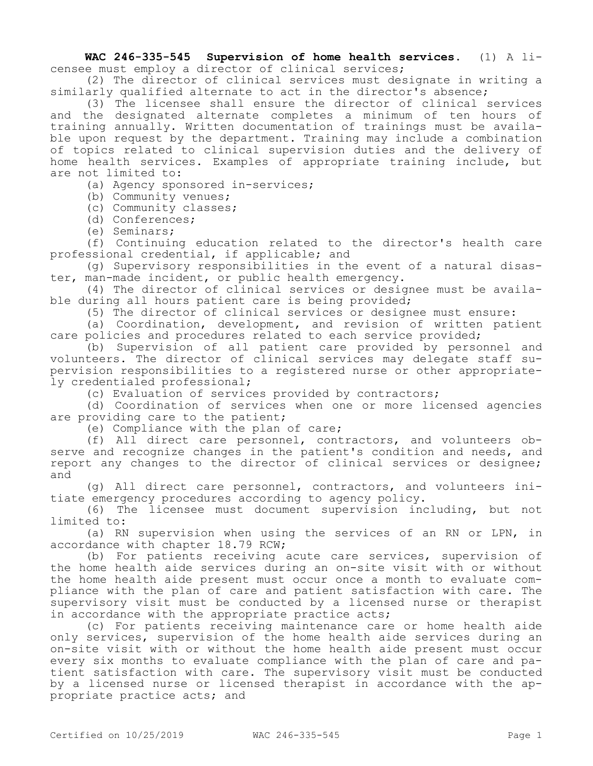**WAC 246-335-545 Supervision of home health services.** (1) A licensee must employ a director of clinical services;

(2) The director of clinical services must designate in writing a similarly qualified alternate to act in the director's absence;

(3) The licensee shall ensure the director of clinical services and the designated alternate completes a minimum of ten hours of training annually. Written documentation of trainings must be available upon request by the department. Training may include a combination of topics related to clinical supervision duties and the delivery of home health services. Examples of appropriate training include, but are not limited to:

(a) Agency sponsored in-services;

(b) Community venues;

(c) Community classes;

(d) Conferences;

(e) Seminars;

(f) Continuing education related to the director's health care professional credential, if applicable; and

(g) Supervisory responsibilities in the event of a natural disaster, man-made incident, or public health emergency.

(4) The director of clinical services or designee must be available during all hours patient care is being provided;

(5) The director of clinical services or designee must ensure:

(a) Coordination, development, and revision of written patient care policies and procedures related to each service provided;

(b) Supervision of all patient care provided by personnel and volunteers. The director of clinical services may delegate staff supervision responsibilities to a registered nurse or other appropriately credentialed professional;

(c) Evaluation of services provided by contractors;

(d) Coordination of services when one or more licensed agencies are providing care to the patient;

(e) Compliance with the plan of care;

(f) All direct care personnel, contractors, and volunteers observe and recognize changes in the patient's condition and needs, and report any changes to the director of clinical services or designee; and

(g) All direct care personnel, contractors, and volunteers initiate emergency procedures according to agency policy.

(6) The licensee must document supervision including, but not limited to:

(a) RN supervision when using the services of an RN or LPN, in accordance with chapter 18.79 RCW;

(b) For patients receiving acute care services, supervision of the home health aide services during an on-site visit with or without the home health aide present must occur once a month to evaluate compliance with the plan of care and patient satisfaction with care. The supervisory visit must be conducted by a licensed nurse or therapist in accordance with the appropriate practice acts;

(c) For patients receiving maintenance care or home health aide only services, supervision of the home health aide services during an on-site visit with or without the home health aide present must occur every six months to evaluate compliance with the plan of care and patient satisfaction with care. The supervisory visit must be conducted by a licensed nurse or licensed therapist in accordance with the appropriate practice acts; and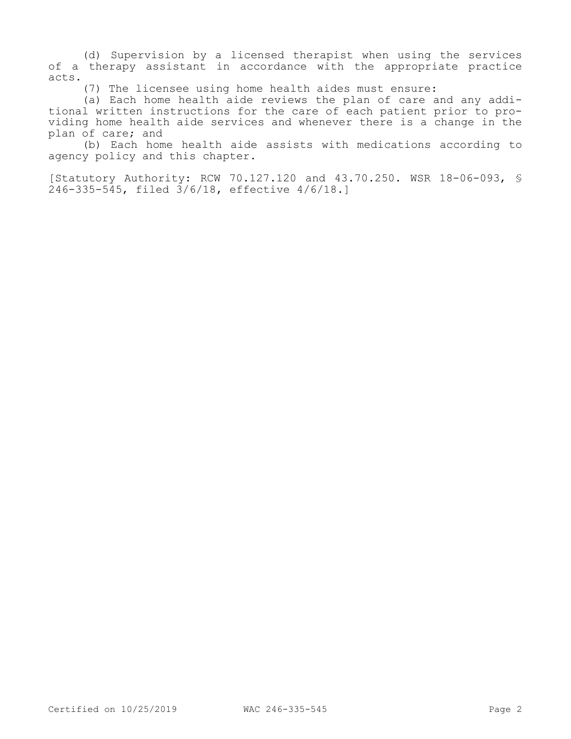(d) Supervision by a licensed therapist when using the services of a therapy assistant in accordance with the appropriate practice acts.

(7) The licensee using home health aides must ensure:

(a) Each home health aide reviews the plan of care and any additional written instructions for the care of each patient prior to providing home health aide services and whenever there is a change in the plan of care; and

(b) Each home health aide assists with medications according to agency policy and this chapter.

[Statutory Authority: RCW 70.127.120 and 43.70.250. WSR 18-06-093, § 246-335-545, filed 3/6/18, effective 4/6/18.]